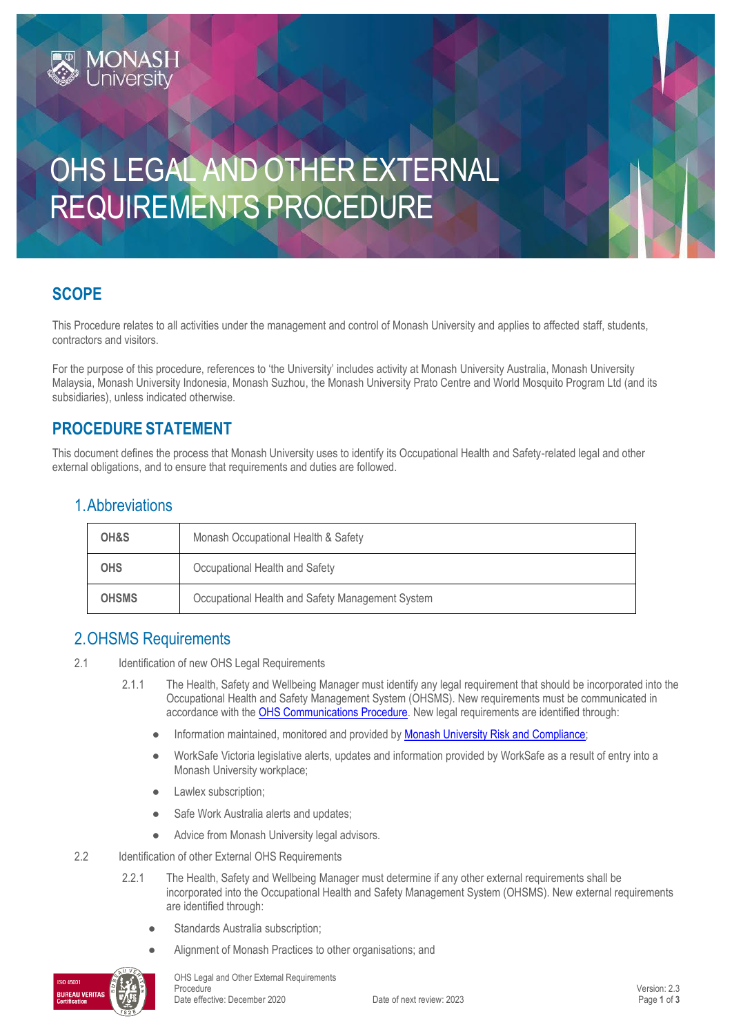# OHS LEGAL AND OTHER EXTERNAL REQUIREMENTS PROCEDURE

## SCOPE

This Procedure relates to all activities under the management and control of Monash University and applies to affected staff, students, contractors and visitors.

For the purpose of this procedure, references to 'the University' includes activity at Monash University Australia, Monash University Malaysia, Monash University Indonesia, Monash Suzhou, the Monash University Prato Centre and World Mosquito Program Ltd (and its subsidiaries), unless indicated otherwise.

## PROCEDURE STATEMENT

This document defines the process that Monash University uses to identify its Occupational Health and Safety-related legal and other external obligations, and to ensure that requirements and duties are followed.

### 1. Abbreviations

| | |
|---|---|
| **OH&S** | Monash Occupational Health & Safety |
| **OHS** | Occupational Health and Safety |
| **OHSMS** | Occupational Health and Safety Management System |

### 2. OHSMS Requirements

2.1 Identification of new OHS Legal Requirements

2.1.1 The Health, Safety and Wellbeing Manager must identify any legal requirement that should be incorporated into the Occupational Health and Safety Management System (OHSMS). New requirements must be communicated in accordance with the [OHS Communications Procedure](). New legal requirements are identified through:

- Information maintained, monitored and provided by [Monash University Risk and Compliance]();
- WorkSafe Victoria legislative alerts, updates and information provided by WorkSafe as a result of entry into a Monash University workplace;
- Lawlex subscription;
- Safe Work Australia alerts and updates;
- Advice from Monash University legal advisors.

2.2 Identification of other External OHS Requirements

2.2.1 The Health, Safety and Wellbeing Manager must determine if any other external requirements shall be incorporated into the Occupational Health and Safety Management System (OHSMS). New external requirements are identified through:

- Standards Australia subscription;
- Alignment of Monash Practices to other organisations; and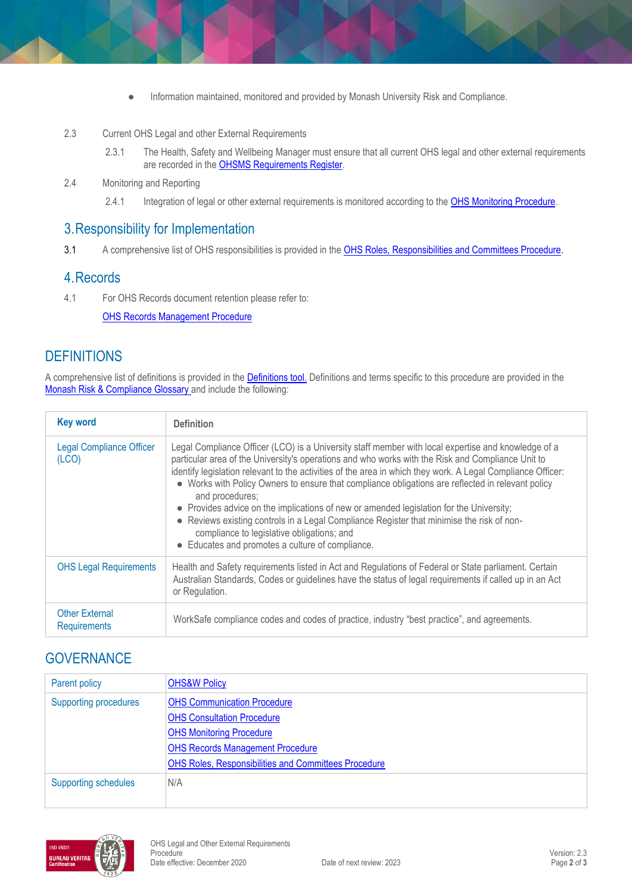- Information maintained, monitored and provided by Monash University Risk and Compliance.

2.3 Current OHS Legal and other External Requirements

2.3.1 The Health, Safety and Wellbeing Manager must ensure that all current OHS legal and other external requirements are recorded in the OHSMS Requirements Register.

2.4 Monitoring and Reporting

2.4.1 Integration of legal or other external requirements is monitored according to the OHS Monitoring Procedure.

## 3. Responsibility for Implementation

3.1 A comprehensive list of OHS responsibilities is provided in the OHS Roles, Responsibilities and Committees Procedure.

## 4. Records

4.1 For OHS Records document retention please refer to:

OHS Records Management Procedure

## DEFINITIONS

A comprehensive list of definitions is provided in the Definitions tool. Definitions and terms specific to this procedure are provided in the Monash Risk & Compliance Glossary and include the following:

| Key word | Definition |
|---|---|
| Legal Compliance Officer (LCO) | Legal Compliance Officer (LCO) is a University staff member with local expertise and knowledge of a particular area of the University's operations and who works with the Risk and Compliance Unit to identify legislation relevant to the activities of the area in which they work. A Legal Compliance Officer:<br>• Works with Policy Owners to ensure that compliance obligations are reflected in relevant policy and procedures;<br>• Provides advice on the implications of new or amended legislation for the University;<br>• Reviews existing controls in a Legal Compliance Register that minimise the risk of non-compliance to legislative obligations; and<br>• Educates and promotes a culture of compliance. |
| OHS Legal Requirements | Health and Safety requirements listed in Act and Regulations of Federal or State parliament. Certain Australian Standards, Codes or guidelines have the status of legal requirements if called up in an Act or Regulation. |
| Other External Requirements | WorkSafe compliance codes and codes of practice, industry "best practice", and agreements. |

## GOVERNANCE

| Parent policy | OHS&W Policy |
|---|---|
| Supporting procedures | OHS Communication Procedure<br>OHS Consultation Procedure<br>OHS Monitoring Procedure<br>OHS Records Management Procedure<br>OHS Roles, Responsibilities and Committees Procedure |
| Supporting schedules | N/A |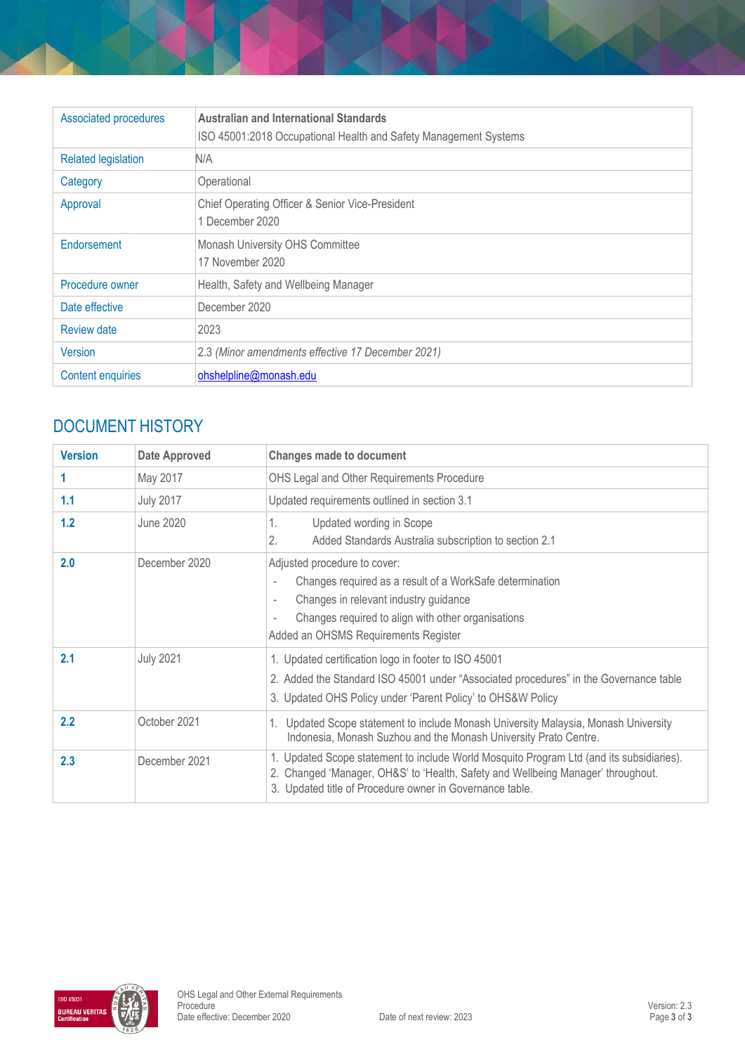| | |
|---|---|
| Associated procedures | **Australian and International Standards**<br>ISO 45001:2018 Occupational Health and Safety Management Systems |
| Related legislation | N/A |
| Category | Operational |
| Approval | Chief Operating Officer & Senior Vice-President<br>1 December 2020 |
| Endorsement | Monash University OHS Committee<br>17 November 2020 |
| Procedure owner | Health, Safety and Wellbeing Manager |
| Date effective | December 2020 |
| Review date | 2023 |
| Version | 2.3 *(Minor amendments effective 17 December 2021)* |
| Content enquiries | ohshelpline@monash.edu |

## DOCUMENT HISTORY

| Version | Date Approved | Changes made to document |
|---|---|---|
| **1** | May 2017 | OHS Legal and Other Requirements Procedure |
| **1.1** | July 2017 | Updated requirements outlined in section 3.1 |
| **1.2** | June 2020 | 1. Updated wording in Scope<br>2. Added Standards Australia subscription to section 2.1 |
| **2.0** | December 2020 | Adjusted procedure to cover:<br>- Changes required as a result of a WorkSafe determination<br>- Changes in relevant industry guidance<br>- Changes required to align with other organisations<br>Added an OHSMS Requirements Register |
| **2.1** | July 2021 | 1. Updated certification logo in footer to ISO 45001<br>2. Added the Standard ISO 45001 under "Associated procedures" in the Governance table<br>3. Updated OHS Policy under 'Parent Policy' to OHS&W Policy |
| **2.2** | October 2021 | 1. Updated Scope statement to include Monash University Malaysia, Monash University Indonesia, Monash Suzhou and the Monash University Prato Centre. |
| **2.3** | December 2021 | 1. Updated Scope statement to include World Mosquito Program Ltd (and its subsidiaries).<br>2. Changed 'Manager, OH&S' to 'Health, Safety and Wellbeing Manager' throughout.<br>3. Updated title of Procedure owner in Governance table. |